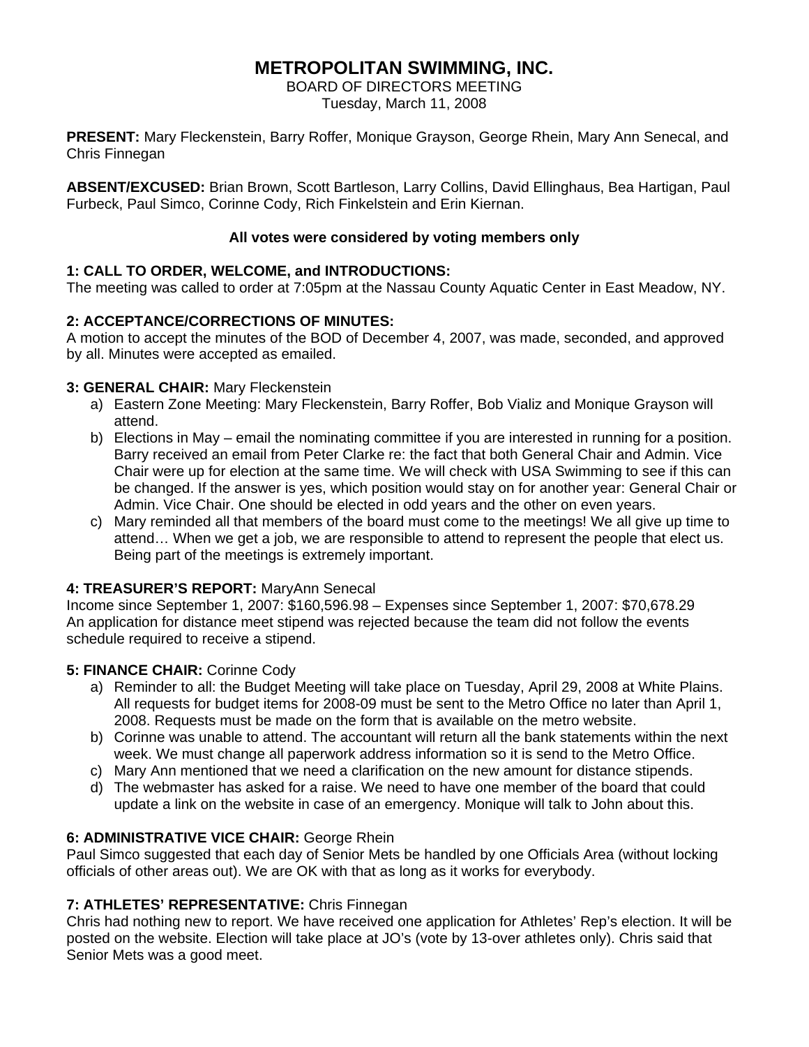# METROPOLITAN SWIMMING, INC.

BOARD OF DIRECTORS MEETING
Tuesday, March 11, 2008

**PRESENT:** Mary Fleckenstein, Barry Roffer, Monique Grayson, George Rhein, Mary Ann Senecal, and Chris Finnegan

**ABSENT/EXCUSED:** Brian Brown, Scott Bartleson, Larry Collins, David Ellinghaus, Bea Hartigan, Paul Furbeck, Paul Simco, Corinne Cody, Rich Finkelstein and Erin Kiernan.

**All votes were considered by voting members only**

**1: CALL TO ORDER, WELCOME, and INTRODUCTIONS:**
The meeting was called to order at 7:05pm at the Nassau County Aquatic Center in East Meadow, NY.

**2: ACCEPTANCE/CORRECTIONS OF MINUTES:**
A motion to accept the minutes of the BOD of December 4, 2007, was made, seconded, and approved by all. Minutes were accepted as emailed.

**3: GENERAL CHAIR:** Mary Fleckenstein

a) Eastern Zone Meeting: Mary Fleckenstein, Barry Roffer, Bob Vializ and Monique Grayson will attend.
b) Elections in May – email the nominating committee if you are interested in running for a position. Barry received an email from Peter Clarke re: the fact that both General Chair and Admin. Vice Chair were up for election at the same time. We will check with USA Swimming to see if this can be changed. If the answer is yes, which position would stay on for another year: General Chair or Admin. Vice Chair. One should be elected in odd years and the other on even years.
c) Mary reminded all that members of the board must come to the meetings! We all give up time to attend… When we get a job, we are responsible to attend to represent the people that elect us. Being part of the meetings is extremely important.

**4: TREASURER'S REPORT:** MaryAnn Senecal
Income since September 1, 2007: $160,596.98 – Expenses since September 1, 2007: $70,678.29
An application for distance meet stipend was rejected because the team did not follow the events schedule required to receive a stipend.

**5: FINANCE CHAIR:** Corinne Cody

a) Reminder to all: the Budget Meeting will take place on Tuesday, April 29, 2008 at White Plains. All requests for budget items for 2008-09 must be sent to the Metro Office no later than April 1, 2008. Requests must be made on the form that is available on the metro website.
b) Corinne was unable to attend. The accountant will return all the bank statements within the next week. We must change all paperwork address information so it is send to the Metro Office.
c) Mary Ann mentioned that we need a clarification on the new amount for distance stipends.
d) The webmaster has asked for a raise. We need to have one member of the board that could update a link on the website in case of an emergency. Monique will talk to John about this.

**6: ADMINISTRATIVE VICE CHAIR:** George Rhein
Paul Simco suggested that each day of Senior Mets be handled by one Officials Area (without locking officials of other areas out). We are OK with that as long as it works for everybody.

**7: ATHLETES' REPRESENTATIVE:** Chris Finnegan
Chris had nothing new to report. We have received one application for Athletes' Rep's election. It will be posted on the website. Election will take place at JO's (vote by 13-over athletes only). Chris said that Senior Mets was a good meet.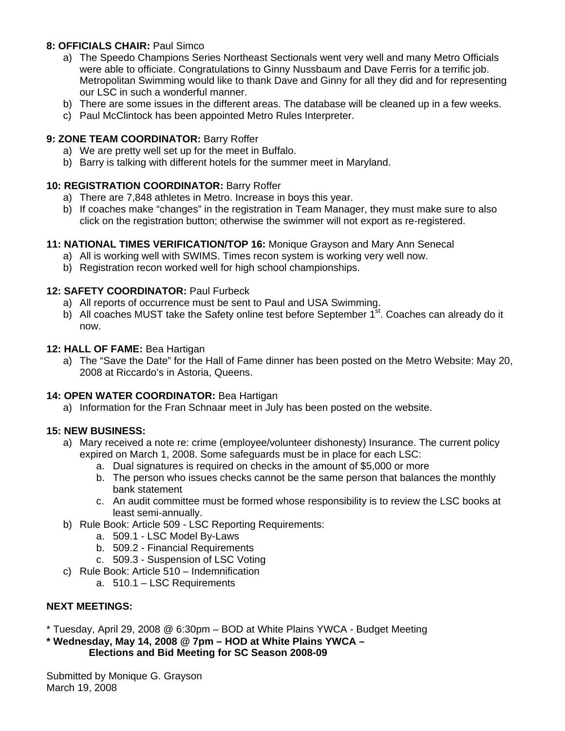**8: OFFICIALS CHAIR:** Paul Simco

a) The Speedo Champions Series Northeast Sectionals went very well and many Metro Officials were able to officiate. Congratulations to Ginny Nussbaum and Dave Ferris for a terrific job. Metropolitan Swimming would like to thank Dave and Ginny for all they did and for representing our LSC in such a wonderful manner.
b) There are some issues in the different areas. The database will be cleaned up in a few weeks.
c) Paul McClintock has been appointed Metro Rules Interpreter.

**9: ZONE TEAM COORDINATOR:** Barry Roffer

a) We are pretty well set up for the meet in Buffalo.
b) Barry is talking with different hotels for the summer meet in Maryland.

**10: REGISTRATION COORDINATOR:** Barry Roffer

a) There are 7,848 athletes in Metro. Increase in boys this year.
b) If coaches make "changes" in the registration in Team Manager, they must make sure to also click on the registration button; otherwise the swimmer will not export as re-registered.

**11: NATIONAL TIMES VERIFICATION/TOP 16:** Monique Grayson and Mary Ann Senecal

a) All is working well with SWIMS. Times recon system is working very well now.
b) Registration recon worked well for high school championships.

**12: SAFETY COORDINATOR:** Paul Furbeck

a) All reports of occurrence must be sent to Paul and USA Swimming.
b) All coaches MUST take the Safety online test before September 1st. Coaches can already do it now.

**12: HALL OF FAME:** Bea Hartigan

a) The "Save the Date" for the Hall of Fame dinner has been posted on the Metro Website: May 20, 2008 at Riccardo's in Astoria, Queens.

**14: OPEN WATER COORDINATOR:** Bea Hartigan

a) Information for the Fran Schnaar meet in July has been posted on the website.

**15: NEW BUSINESS:**

a) Mary received a note re: crime (employee/volunteer dishonesty) Insurance. The current policy expired on March 1, 2008. Some safeguards must be in place for each LSC:
    a. Dual signatures is required on checks in the amount of $5,000 or more
    b. The person who issues checks cannot be the same person that balances the monthly bank statement
    c. An audit committee must be formed whose responsibility is to review the LSC books at least semi-annually.
b) Rule Book: Article 509 - LSC Reporting Requirements:
    a. 509.1 - LSC Model By-Laws
    b. 509.2 - Financial Requirements
    c. 509.3 - Suspension of LSC Voting
c) Rule Book: Article 510 – Indemnification
    a. 510.1 – LSC Requirements

**NEXT MEETINGS:**

* Tuesday, April 29, 2008 @ 6:30pm – BOD at White Plains YWCA - Budget Meeting

**\* Wednesday, May 14, 2008 @ 7pm – HOD at White Plains YWCA – Elections and Bid Meeting for SC Season 2008-09**

Submitted by Monique G. Grayson
March 19, 2008